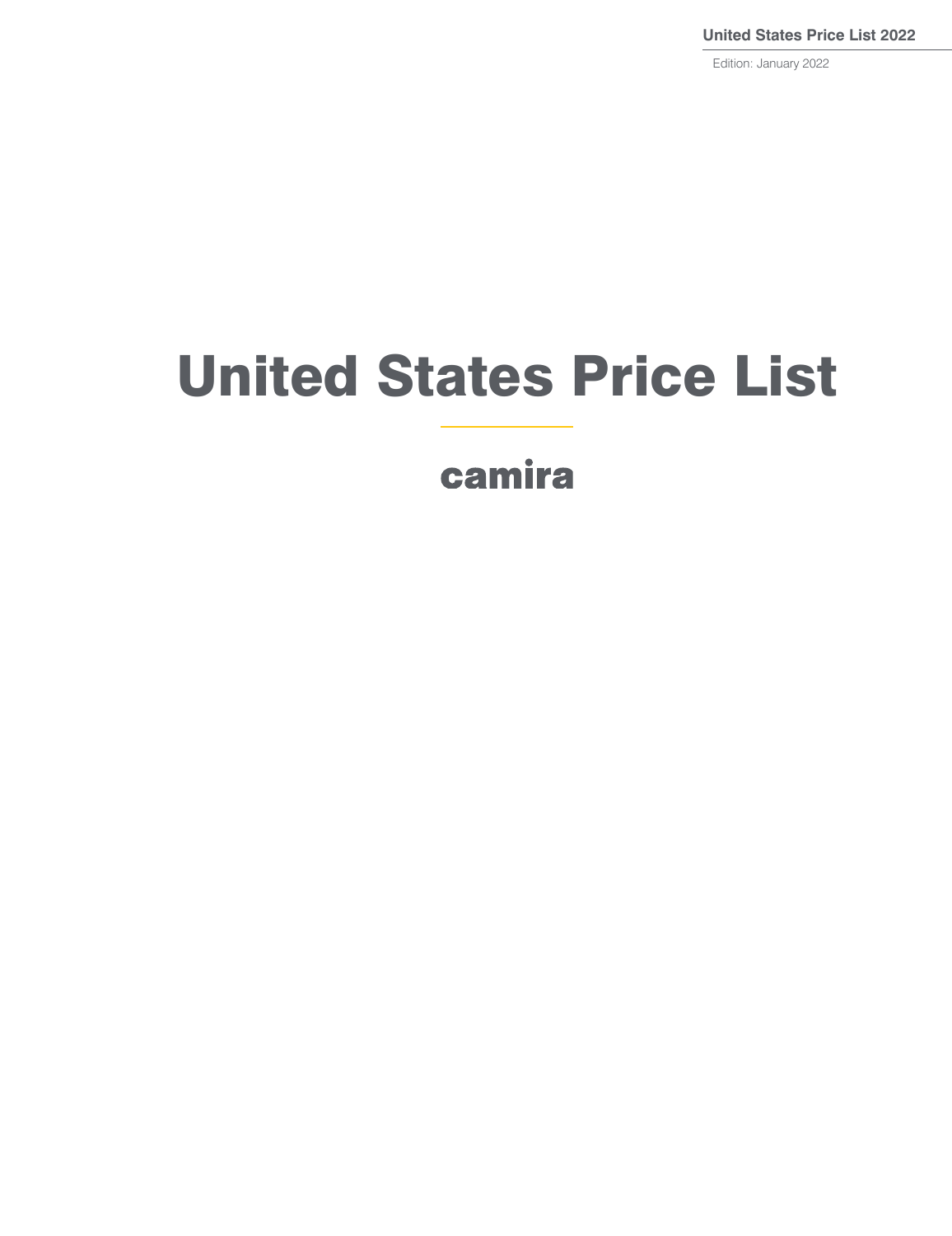United States Price List 2022

Edition: January 2022

# United States Price List

camira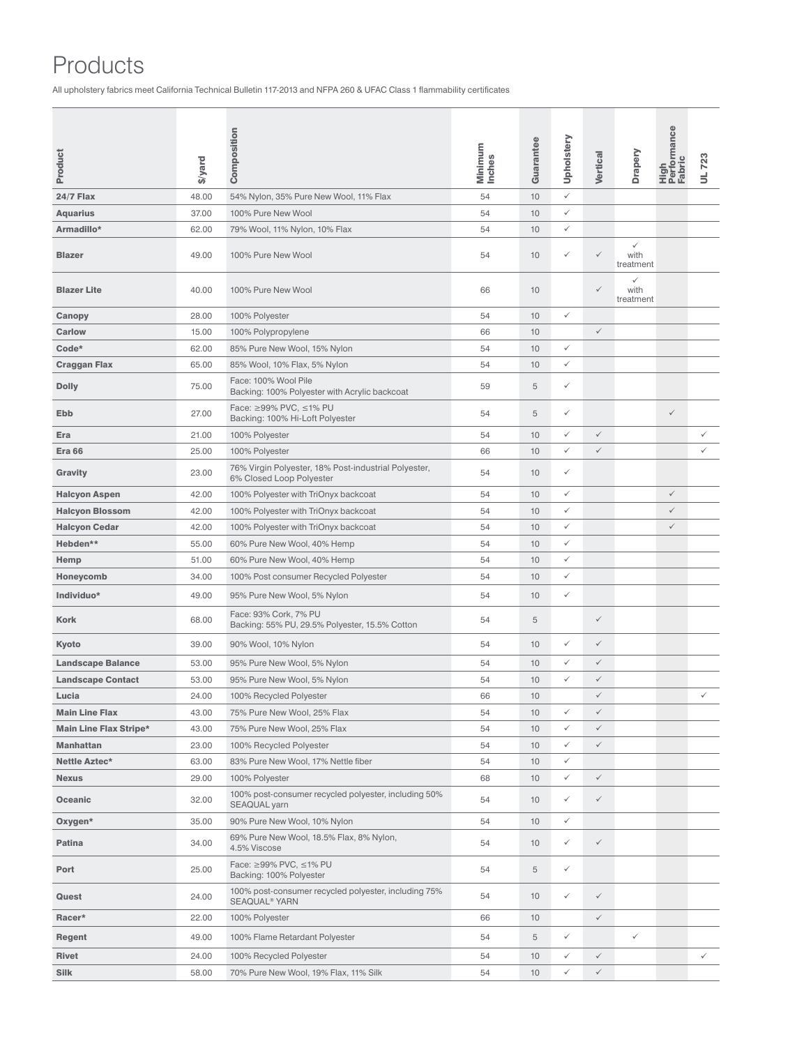# Products

All upholstery fabrics meet California Technical Bulletin 117-2013 and NFPA 260 & UFAC Class 1 flammability certificates

| Product | $/yard | Composition | Minimum Inches | Guarantee | Upholstery | Vertical | Drapery | High Performance Fabric | UL 723 |
|---|---|---|---|---|---|---|---|---|---|
| **24/7 Flax** | 48.00 | 54% Nylon, 35% Pure New Wool, 11% Flax | 54 | 10 | ✓ | | | | |
| **Aquarius** | 37.00 | 100% Pure New Wool | 54 | 10 | ✓ | | | | |
| **Armadillo*** | 62.00 | 79% Wool, 11% Nylon, 10% Flax | 54 | 10 | ✓ | | | | |
| **Blazer** | 49.00 | 100% Pure New Wool | 54 | 10 | ✓ | ✓ | ✓ with treatment | | |
| **Blazer Lite** | 40.00 | 100% Pure New Wool | 66 | 10 | | ✓ | ✓ with treatment | | |
| **Canopy** | 28.00 | 100% Polyester | 54 | 10 | ✓ | | | | |
| **Carlow** | 15.00 | 100% Polypropylene | 66 | 10 | | ✓ | | | |
| **Code*** | 62.00 | 85% Pure New Wool, 15% Nylon | 54 | 10 | ✓ | | | | |
| **Craggan Flax** | 65.00 | 85% Wool, 10% Flax, 5% Nylon | 54 | 10 | ✓ | | | | |
| **Dolly** | 75.00 | Face: 100% Wool Pile<br>Backing: 100% Polyester with Acrylic backcoat | 59 | 5 | ✓ | | | | |
| **Ebb** | 27.00 | Face: ≥99% PVC, ≤1% PU<br>Backing: 100% Hi-Loft Polyester | 54 | 5 | ✓ | | | ✓ | |
| **Era** | 21.00 | 100% Polyester | 54 | 10 | ✓ | ✓ | | | ✓ |
| **Era 66** | 25.00 | 100% Polyester | 66 | 10 | ✓ | ✓ | | | ✓ |
| **Gravity** | 23.00 | 76% Virgin Polyester, 18% Post-industrial Polyester, 6% Closed Loop Polyester | 54 | 10 | ✓ | | | | |
| **Halcyon Aspen** | 42.00 | 100% Polyester with TriOnyx backcoat | 54 | 10 | ✓ | | | ✓ | |
| **Halcyon Blossom** | 42.00 | 100% Polyester with TriOnyx backcoat | 54 | 10 | ✓ | | | ✓ | |
| **Halcyon Cedar** | 42.00 | 100% Polyester with TriOnyx backcoat | 54 | 10 | ✓ | | | ✓ | |
| **Hebden**** | 55.00 | 60% Pure New Wool, 40% Hemp | 54 | 10 | ✓ | | | | |
| **Hemp** | 51.00 | 60% Pure New Wool, 40% Hemp | 54 | 10 | ✓ | | | | |
| **Honeycomb** | 34.00 | 100% Post consumer Recycled Polyester | 54 | 10 | ✓ | | | | |
| **Individuo*** | 49.00 | 95% Pure New Wool, 5% Nylon | 54 | 10 | ✓ | | | | |
| **Kork** | 68.00 | Face: 93% Cork, 7% PU<br>Backing: 55% PU, 29.5% Polyester, 15.5% Cotton | 54 | 5 | | ✓ | | | |
| **Kyoto** | 39.00 | 90% Wool, 10% Nylon | 54 | 10 | ✓ | ✓ | | | |
| **Landscape Balance** | 53.00 | 95% Pure New Wool, 5% Nylon | 54 | 10 | ✓ | ✓ | | | |
| **Landscape Contact** | 53.00 | 95% Pure New Wool, 5% Nylon | 54 | 10 | ✓ | ✓ | | | |
| **Lucia** | 24.00 | 100% Recycled Polyester | 66 | 10 | | ✓ | | | ✓ |
| **Main Line Flax** | 43.00 | 75% Pure New Wool, 25% Flax | 54 | 10 | ✓ | ✓ | | | |
| **Main Line Flax Stripe*** | 43.00 | 75% Pure New Wool, 25% Flax | 54 | 10 | ✓ | ✓ | | | |
| **Manhattan** | 23.00 | 100% Recycled Polyester | 54 | 10 | ✓ | ✓ | | | |
| **Nettle Aztec*** | 63.00 | 83% Pure New Wool, 17% Nettle fiber | 54 | 10 | ✓ | | | | |
| **Nexus** | 29.00 | 100% Polyester | 68 | 10 | ✓ | ✓ | | | |
| **Oceanic** | 32.00 | 100% post-consumer recycled polyester, including 50% SEAQUAL yarn | 54 | 10 | ✓ | ✓ | | | |
| **Oxygen*** | 35.00 | 90% Pure New Wool, 10% Nylon | 54 | 10 | ✓ | | | | |
| **Patina** | 34.00 | 69% Pure New Wool, 18.5% Flax, 8% Nylon, 4.5% Viscose | 54 | 10 | ✓ | ✓ | | | |
| **Port** | 25.00 | Face: ≥99% PVC, ≤1% PU<br>Backing: 100% Polyester | 54 | 5 | ✓ | | | | |
| **Quest** | 24.00 | 100% post-consumer recycled polyester, including 75% SEAQUAL® YARN | 54 | 10 | ✓ | ✓ | | | |
| **Racer*** | 22.00 | 100% Polyester | 66 | 10 | | ✓ | | | |
| **Regent** | 49.00 | 100% Flame Retardant Polyester | 54 | 5 | ✓ | | ✓ | | |
| **Rivet** | 24.00 | 100% Recycled Polyester | 54 | 10 | ✓ | ✓ | | | ✓ |
| **Silk** | 58.00 | 70% Pure New Wool, 19% Flax, 11% Silk | 54 | 10 | ✓ | ✓ | | | |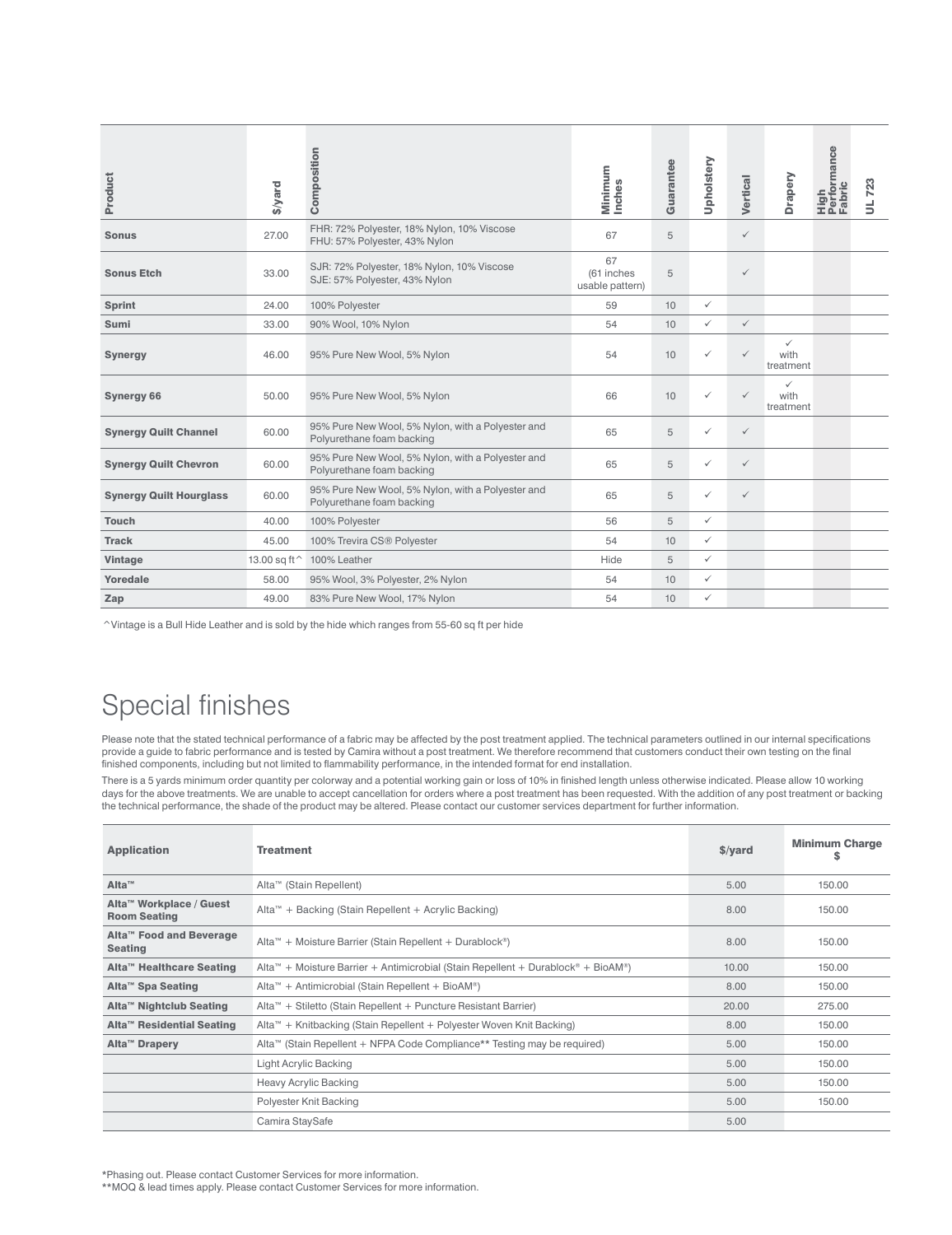| Product | $/yard | Composition | Minimum Inches | Guarantee | Upholstery | Vertical | Drapery | High Performance Fabric | UL 723 |
|---|---|---|---|---|---|---|---|---|---|
| **Sonus** | 27.00 | FHR: 72% Polyester, 18% Nylon, 10% Viscose<br>FHU: 57% Polyester, 43% Nylon | 67 | 5 | | ✓ | | | |
| **Sonus Etch** | 33.00 | SJR: 72% Polyester, 18% Nylon, 10% Viscose<br>SJE: 57% Polyester, 43% Nylon | 67 (61 inches usable pattern) | 5 | | ✓ | | | |
| **Sprint** | 24.00 | 100% Polyester | 59 | 10 | ✓ | | | | |
| **Sumi** | 33.00 | 90% Wool, 10% Nylon | 54 | 10 | ✓ | ✓ | | | |
| **Synergy** | 46.00 | 95% Pure New Wool, 5% Nylon | 54 | 10 | ✓ | ✓ | ✓ with treatment | | |
| **Synergy 66** | 50.00 | 95% Pure New Wool, 5% Nylon | 66 | 10 | ✓ | ✓ | ✓ with treatment | | |
| **Synergy Quilt Channel** | 60.00 | 95% Pure New Wool, 5% Nylon, with a Polyester and Polyurethane foam backing | 65 | 5 | ✓ | ✓ | | | |
| **Synergy Quilt Chevron** | 60.00 | 95% Pure New Wool, 5% Nylon, with a Polyester and Polyurethane foam backing | 65 | 5 | ✓ | ✓ | | | |
| **Synergy Quilt Hourglass** | 60.00 | 95% Pure New Wool, 5% Nylon, with a Polyester and Polyurethane foam backing | 65 | 5 | ✓ | ✓ | | | |
| **Touch** | 40.00 | 100% Polyester | 56 | 5 | ✓ | | | | |
| **Track** | 45.00 | 100% Trevira CS® Polyester | 54 | 10 | ✓ | | | | |
| **Vintage** | 13.00 sq ft^ | 100% Leather | Hide | 5 | ✓ | | | | |
| **Yoredale** | 58.00 | 95% Wool, 3% Polyester, 2% Nylon | 54 | 10 | ✓ | | | | |
| **Zap** | 49.00 | 83% Pure New Wool, 17% Nylon | 54 | 10 | ✓ | | | | |

^Vintage is a Bull Hide Leather and is sold by the hide which ranges from 55-60 sq ft per hide

# Special finishes

Please note that the stated technical performance of a fabric may be affected by the post treatment applied. The technical parameters outlined in our internal specifications provide a guide to fabric performance and is tested by Camira without a post treatment. We therefore recommend that customers conduct their own testing on the final finished components, including but not limited to flammability performance, in the intended format for end installation.

There is a 5 yards minimum order quantity per colorway and a potential working gain or loss of 10% in finished length unless otherwise indicated. Please allow 10 working days for the above treatments. We are unable to accept cancellation for orders where a post treatment has been requested. With the addition of any post treatment or backing the technical performance, the shade of the product may be altered. Please contact our customer services department for further information.

| Application | Treatment | $/yard | Minimum Charge $ |
|---|---|---|---|
| **Alta™** | Alta™ (Stain Repellent) | 5.00 | 150.00 |
| **Alta™ Workplace / Guest Room Seating** | Alta™ + Backing (Stain Repellent + Acrylic Backing) | 8.00 | 150.00 |
| **Alta™ Food and Beverage Seating** | Alta™ + Moisture Barrier (Stain Repellent + Durablock®) | 8.00 | 150.00 |
| **Alta™ Healthcare Seating** | Alta™ + Moisture Barrier + Antimicrobial (Stain Repellent + Durablock® + BioAM®) | 10.00 | 150.00 |
| **Alta™ Spa Seating** | Alta™ + Antimicrobial (Stain Repellent + BioAM®) | 8.00 | 150.00 |
| **Alta™ Nightclub Seating** | Alta™ + Stiletto (Stain Repellent + Puncture Resistant Barrier) | 20.00 | 275.00 |
| **Alta™ Residential Seating** | Alta™ + Knitbacking (Stain Repellent + Polyester Woven Knit Backing) | 8.00 | 150.00 |
| **Alta™ Drapery** | Alta™ (Stain Repellent + NFPA Code Compliance** Testing may be required) | 5.00 | 150.00 |
| | Light Acrylic Backing | 5.00 | 150.00 |
| | Heavy Acrylic Backing | 5.00 | 150.00 |
| | Polyester Knit Backing | 5.00 | 150.00 |
| | Camira StaySafe | 5.00 | |

*Phasing out. Please contact Customer Services for more information.
**MOQ & lead times apply. Please contact Customer Services for more information.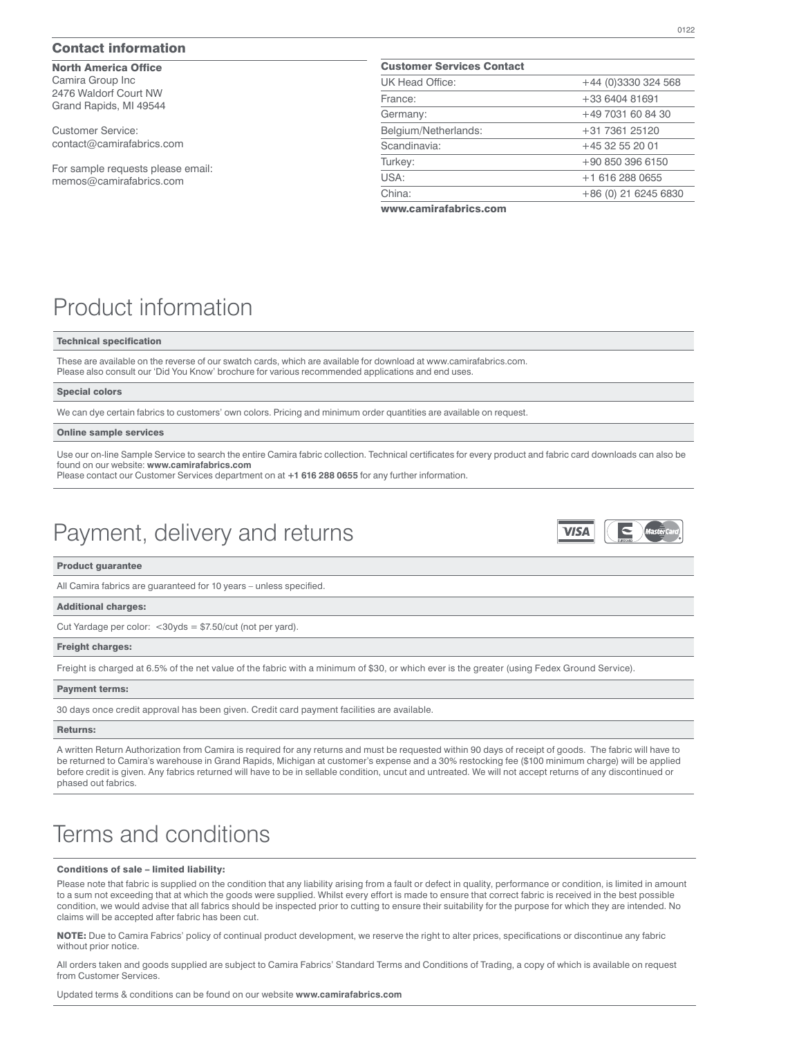## Contact information

**North America Office**
Camira Group Inc
2476 Waldorf Court NW
Grand Rapids, MI 49544

Customer Service:
contact@camirafabrics.com

For sample requests please email:
memos@camirafabrics.com

| Customer Services Contact | |
|---|---|
| UK Head Office: | +44 (0)3330 324 568 |
| France: | +33 6404 81691 |
| Germany: | +49 7031 60 84 30 |
| Belgium/Netherlands: | +31 7361 25120 |
| Scandinavia: | +45 32 55 20 01 |
| Turkey: | +90 850 396 6150 |
| USA: | +1 616 288 0655 |
| China: | +86 (0) 21 6245 6830 |

**www.camirafabrics.com**

# Product information

**Technical specification**

These are available on the reverse of our swatch cards, which are available for download at www.camirafabrics.com.
Please also consult our 'Did You Know' brochure for various recommended applications and end uses.

**Special colors**

We can dye certain fabrics to customers' own colors. Pricing and minimum order quantities are available on request.

**Online sample services**

Use our on-line Sample Service to search the entire Camira fabric collection. Technical certificates for every product and fabric card downloads can also be found on our website: **www.camirafabrics.com**
Please contact our Customer Services department on at **+1 616 288 0655** for any further information.

# Payment, delivery and returns

**Product guarantee**

All Camira fabrics are guaranteed for 10 years – unless specified.

**Additional charges:**

Cut Yardage per color: <30yds = $7.50/cut (not per yard).

**Freight charges:**

Freight is charged at 6.5% of the net value of the fabric with a minimum of $30, or which ever is the greater (using Fedex Ground Service).

**Payment terms:**

30 days once credit approval has been given. Credit card payment facilities are available.

**Returns:**

A written Return Authorization from Camira is required for any returns and must be requested within 90 days of receipt of goods. The fabric will have to be returned to Camira's warehouse in Grand Rapids, Michigan at customer's expense and a 30% restocking fee ($100 minimum charge) will be applied before credit is given. Any fabrics returned will have to be in sellable condition, uncut and untreated. We will not accept returns of any discontinued or phased out fabrics.

# Terms and conditions

**Conditions of sale – limited liability:**

Please note that fabric is supplied on the condition that any liability arising from a fault or defect in quality, performance or condition, is limited in amount to a sum not exceeding that at which the goods were supplied. Whilst every effort is made to ensure that correct fabric is received in the best possible condition, we would advise that all fabrics should be inspected prior to cutting to ensure their suitability for the purpose for which they are intended. No claims will be accepted after fabric has been cut.

**NOTE:** Due to Camira Fabrics' policy of continual product development, we reserve the right to alter prices, specifications or discontinue any fabric without prior notice.

All orders taken and goods supplied are subject to Camira Fabrics' Standard Terms and Conditions of Trading, a copy of which is available on request from Customer Services.

Updated terms & conditions can be found on our website **www.camirafabrics.com**